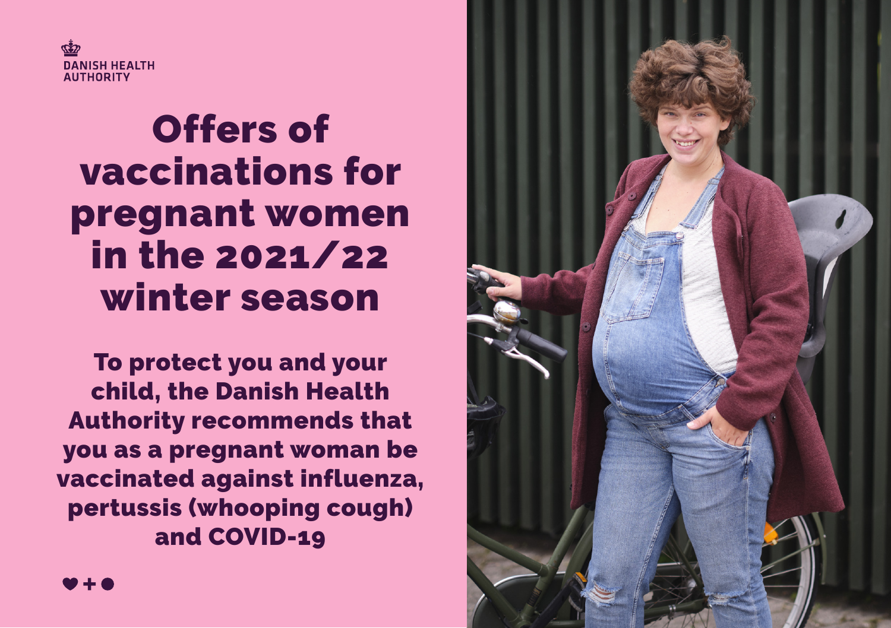DANISH HEALTH AUTHORITY

# Offers of vaccinations for pregnant women in the 2021/22 winter season

**To protect you and your child, the Danish Health Authority recommends that you as a pregnant woman be vaccinated against influenza, pertussis (whooping cough) and COVID-19**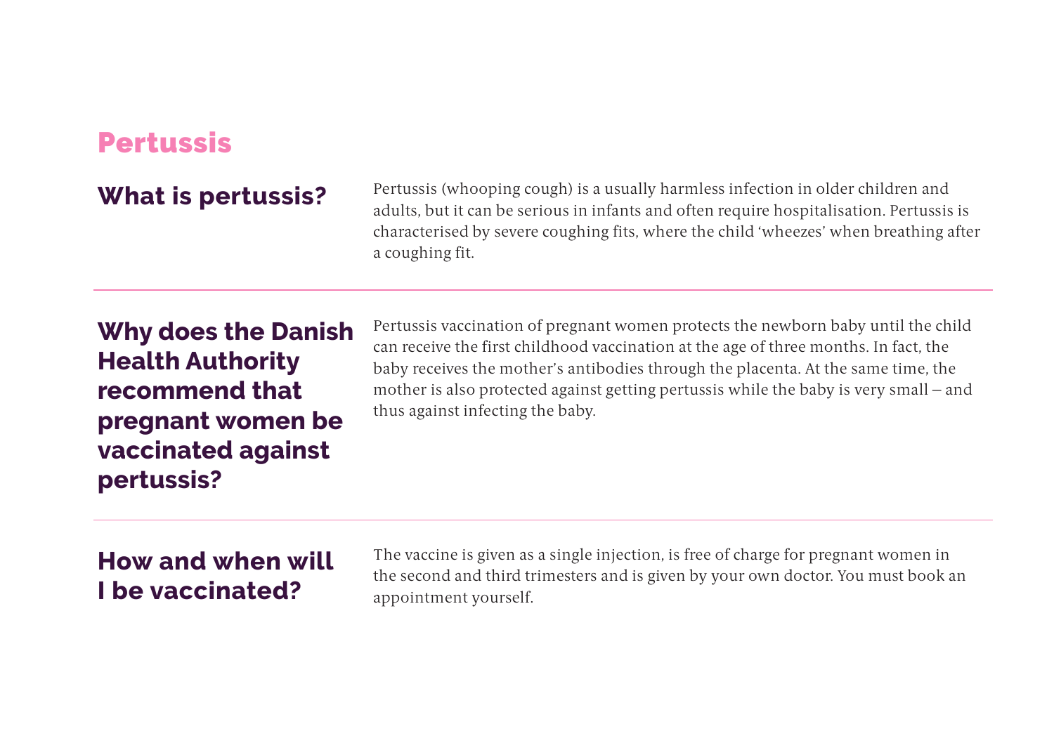## Pertussis

### What is pertussis?

Pertussis (whooping cough) is a usually harmless infection in older children and adults, but it can be serious in infants and often require hospitalisation. Pertussis is characterised by severe coughing fits, where the child 'wheezes' when breathing after a coughing fit.

---

### Why does the Danish Health Authority recommend that pregnant women be vaccinated against pertussis?

Pertussis vaccination of pregnant women protects the newborn baby until the child can receive the first childhood vaccination at the age of three months. In fact, the baby receives the mother's antibodies through the placenta. At the same time, the mother is also protected against getting pertussis while the baby is very small – and thus against infecting the baby.

---

### How and when will I be vaccinated?

The vaccine is given as a single injection, is free of charge for pregnant women in the second and third trimesters and is given by your own doctor. You must book an appointment yourself.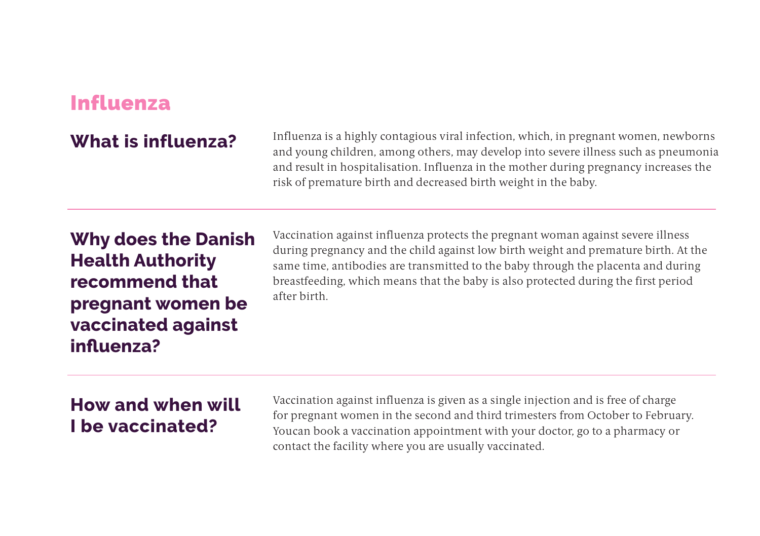# Influenza

## What is influenza?

Influenza is a highly contagious viral infection, which, in pregnant women, newborns and young children, among others, may develop into severe illness such as pneumonia and result in hospitalisation. Influenza in the mother during pregnancy increases the risk of premature birth and decreased birth weight in the baby.

---

## Why does the Danish Health Authority recommend that pregnant women be vaccinated against influenza?

Vaccination against influenza protects the pregnant woman against severe illness during pregnancy and the child against low birth weight and premature birth. At the same time, antibodies are transmitted to the baby through the placenta and during breastfeeding, which means that the baby is also protected during the first period after birth.

---

## How and when will I be vaccinated?

Vaccination against influenza is given as a single injection and is free of charge for pregnant women in the second and third trimesters from October to February. Youcan book a vaccination appointment with your doctor, go to a pharmacy or contact the facility where you are usually vaccinated.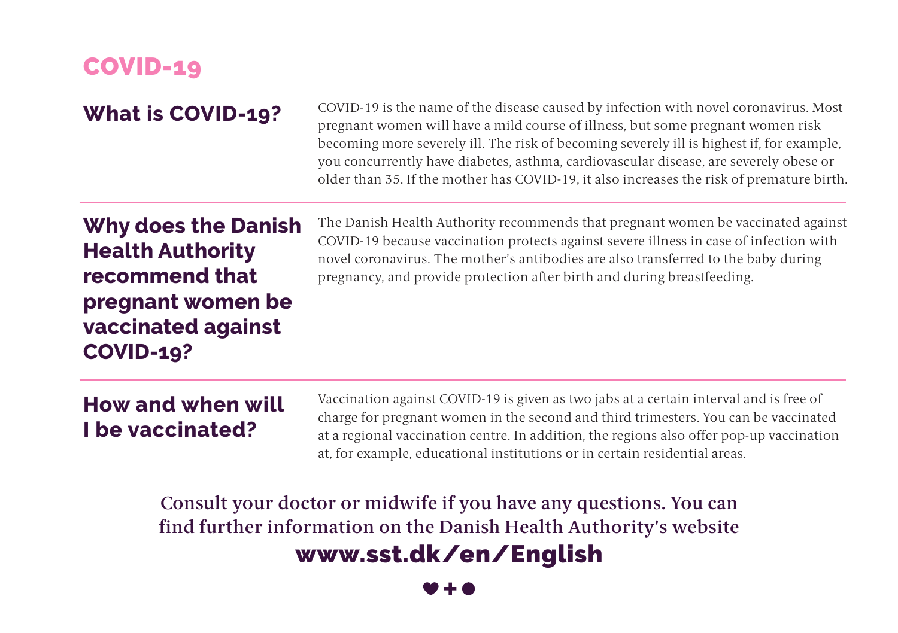# COVID-19

## What is COVID-19?

COVID-19 is the name of the disease caused by infection with novel coronavirus. Most pregnant women will have a mild course of illness, but some pregnant women risk becoming more severely ill. The risk of becoming severely ill is highest if, for example, you concurrently have diabetes, asthma, cardiovascular disease, are severely obese or older than 35. If the mother has COVID-19, it also increases the risk of premature birth.

## Why does the Danish Health Authority recommend that pregnant women be vaccinated against COVID-19?

The Danish Health Authority recommends that pregnant women be vaccinated against COVID-19 because vaccination protects against severe illness in case of infection with novel coronavirus. The mother's antibodies are also transferred to the baby during pregnancy, and provide protection after birth and during breastfeeding.

## How and when will I be vaccinated?

Vaccination against COVID-19 is given as two jabs at a certain interval and is free of charge for pregnant women in the second and third trimesters. You can be vaccinated at a regional vaccination centre. In addition, the regions also offer pop-up vaccination at, for example, educational institutions or in certain residential areas.

**Consult your doctor or midwife if you have any questions. You can find further information on the Danish Health Authority's website**

**www.sst.dk/en/English**